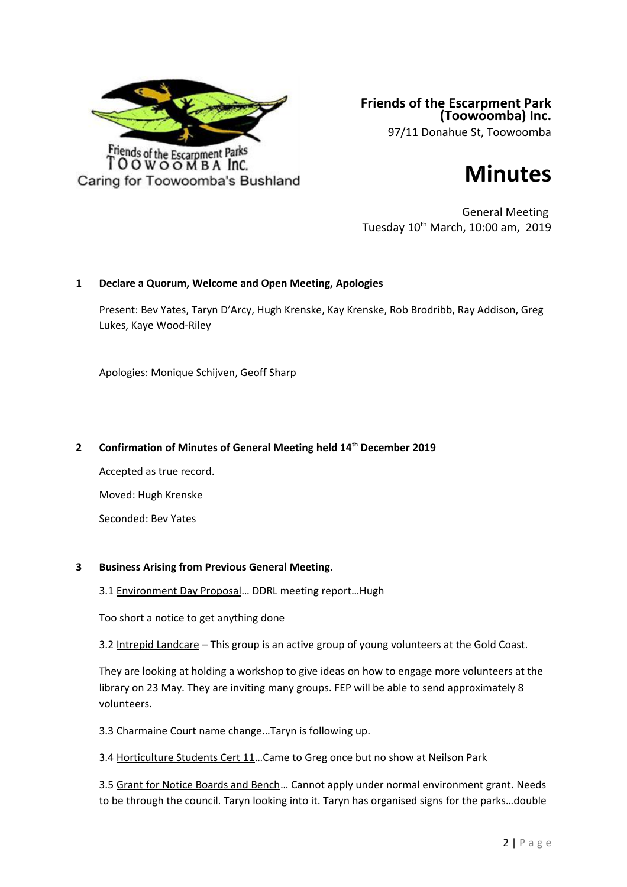Friends of the Escarpment Parks TOOWOOMBA Inc.
Caring for Toowoomba's Bushland

**Friends of the Escarpment Park (Toowoomba) Inc.**
97/11 Donahue St, Toowoomba

# Minutes

General Meeting
Tuesday 10th March, 10:00 am, 2019

## 1 Declare a Quorum, Welcome and Open Meeting, Apologies

Present: Bev Yates, Taryn D'Arcy, Hugh Krenske, Kay Krenske, Rob Brodribb, Ray Addison, Greg Lukes, Kaye Wood-Riley

Apologies: Monique Schijven, Geoff Sharp

## 2 Confirmation of Minutes of General Meeting held 14th December 2019

Accepted as true record.

Moved: Hugh Krenske

Seconded: Bev Yates

## 3 Business Arising from Previous General Meeting.

3.1 Environment Day Proposal… DDRL meeting report…Hugh

Too short a notice to get anything done

3.2 Intrepid Landcare – This group is an active group of young volunteers at the Gold Coast.

They are looking at holding a workshop to give ideas on how to engage more volunteers at the library on 23 May. They are inviting many groups. FEP will be able to send approximately 8 volunteers.

3.3 Charmaine Court name change…Taryn is following up.

3.4 Horticulture Students Cert 11…Came to Greg once but no show at Neilson Park

3.5 Grant for Notice Boards and Bench… Cannot apply under normal environment grant. Needs to be through the council. Taryn looking into it. Taryn has organised signs for the parks…double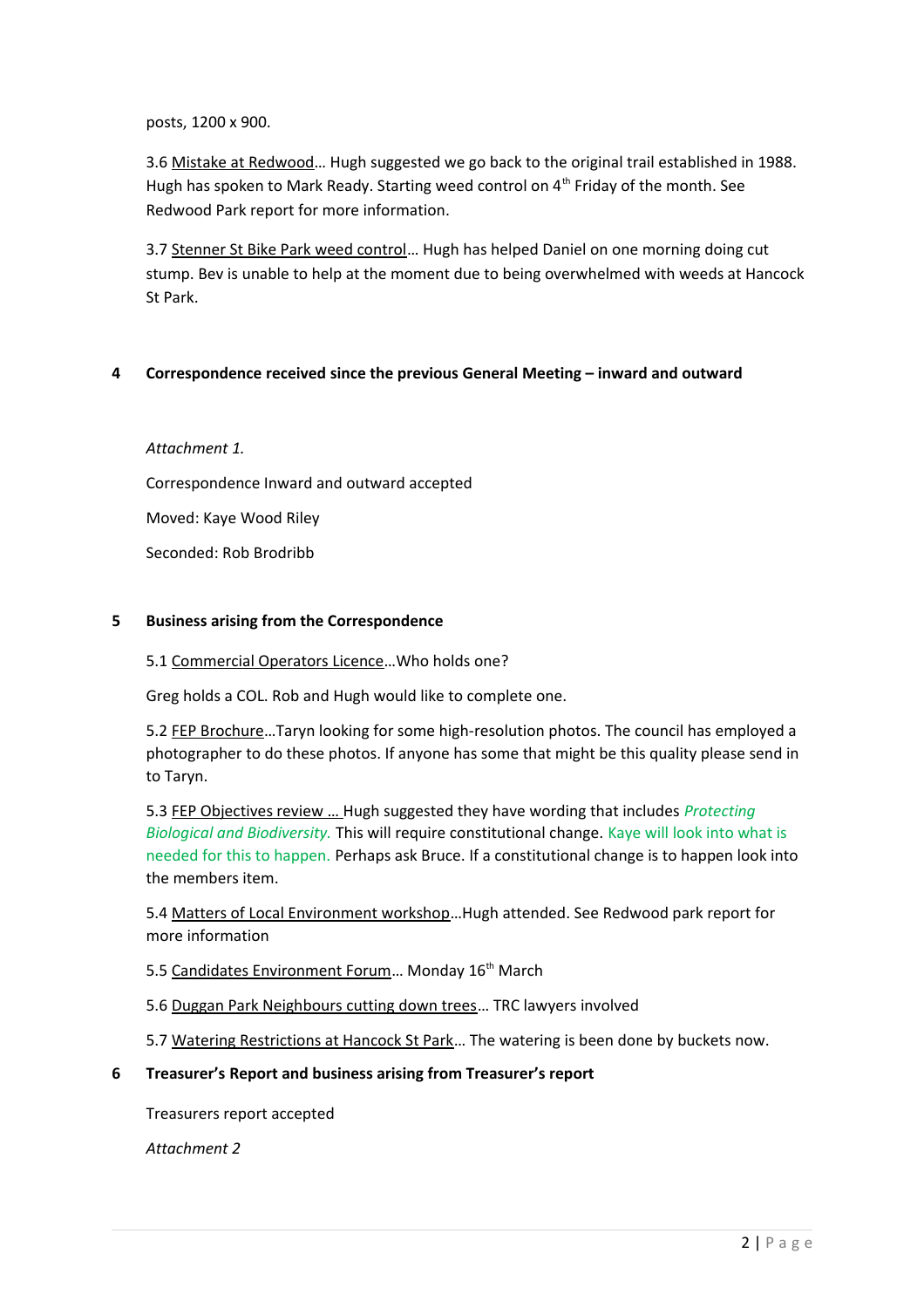posts, 1200 x 900.

3.6 Mistake at Redwood… Hugh suggested we go back to the original trail established in 1988. Hugh has spoken to Mark Ready. Starting weed control on 4th Friday of the month. See Redwood Park report for more information.

3.7 Stenner St Bike Park weed control… Hugh has helped Daniel on one morning doing cut stump. Bev is unable to help at the moment due to being overwhelmed with weeds at Hancock St Park.

## 4 Correspondence received since the previous General Meeting – inward and outward

*Attachment 1.*

Correspondence Inward and outward accepted

Moved: Kaye Wood Riley

Seconded: Rob Brodribb

## 5 Business arising from the Correspondence

5.1 Commercial Operators Licence…Who holds one?

Greg holds a COL. Rob and Hugh would like to complete one.

5.2 FEP Brochure…Taryn looking for some high-resolution photos. The council has employed a photographer to do these photos. If anyone has some that might be this quality please send in to Taryn.

5.3 FEP Objectives review … Hugh suggested they have wording that includes *Protecting Biological and Biodiversity.* This will require constitutional change. Kaye will look into what is needed for this to happen. Perhaps ask Bruce. If a constitutional change is to happen look into the members item.

5.4 Matters of Local Environment workshop…Hugh attended. See Redwood park report for more information

5.5 Candidates Environment Forum… Monday 16th March

5.6 Duggan Park Neighbours cutting down trees… TRC lawyers involved

5.7 Watering Restrictions at Hancock St Park… The watering is been done by buckets now.

## 6 Treasurer's Report and business arising from Treasurer's report

Treasurers report accepted

*Attachment 2*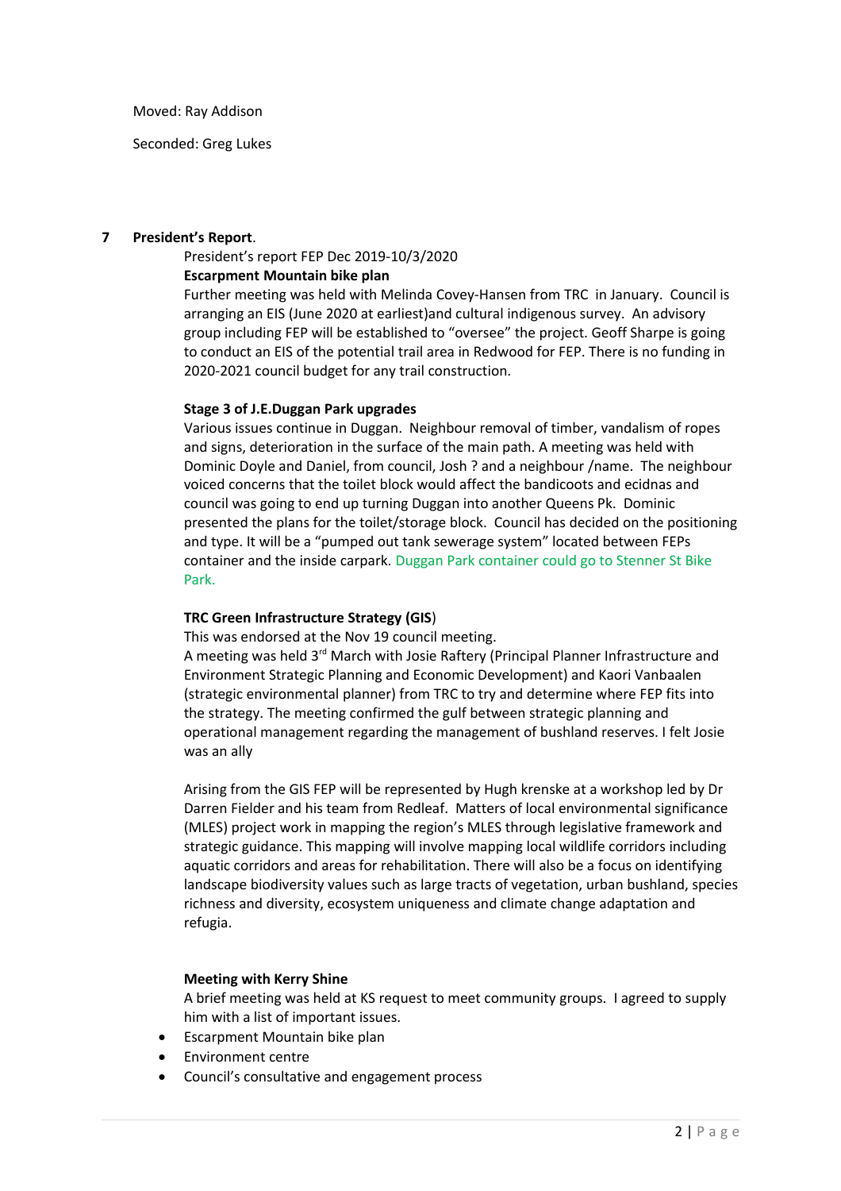Moved: Ray Addison

Seconded: Greg Lukes

## 7 President's Report.

President's report FEP Dec 2019-10/3/2020

**Escarpment Mountain bike plan**

Further meeting was held with Melinda Covey-Hansen from TRC in January. Council is arranging an EIS (June 2020 at earliest)and cultural indigenous survey. An advisory group including FEP will be established to "oversee" the project. Geoff Sharpe is going to conduct an EIS of the potential trail area in Redwood for FEP. There is no funding in 2020-2021 council budget for any trail construction.

**Stage 3 of J.E.Duggan Park upgrades**

Various issues continue in Duggan. Neighbour removal of timber, vandalism of ropes and signs, deterioration in the surface of the main path. A meeting was held with Dominic Doyle and Daniel, from council, Josh ? and a neighbour /name. The neighbour voiced concerns that the toilet block would affect the bandicoots and ecidnas and council was going to end up turning Duggan into another Queens Pk. Dominic presented the plans for the toilet/storage block. Council has decided on the positioning and type. It will be a "pumped out tank sewerage system" located between FEPs container and the inside carpark. Duggan Park container could go to Stenner St Bike Park.

**TRC Green Infrastructure Strategy (GIS**)

This was endorsed at the Nov 19 council meeting.

A meeting was held 3rd March with Josie Raftery (Principal Planner Infrastructure and Environment Strategic Planning and Economic Development) and Kaori Vanbaalen (strategic environmental planner) from TRC to try and determine where FEP fits into the strategy. The meeting confirmed the gulf between strategic planning and operational management regarding the management of bushland reserves. I felt Josie was an ally

Arising from the GIS FEP will be represented by Hugh krenske at a workshop led by Dr Darren Fielder and his team from Redleaf. Matters of local environmental significance (MLES) project work in mapping the region's MLES through legislative framework and strategic guidance. This mapping will involve mapping local wildlife corridors including aquatic corridors and areas for rehabilitation. There will also be a focus on identifying landscape biodiversity values such as large tracts of vegetation, urban bushland, species richness and diversity, ecosystem uniqueness and climate change adaptation and refugia.

**Meeting with Kerry Shine**

A brief meeting was held at KS request to meet community groups. I agreed to supply him with a list of important issues.

- Escarpment Mountain bike plan
- Environment centre
- Council's consultative and engagement process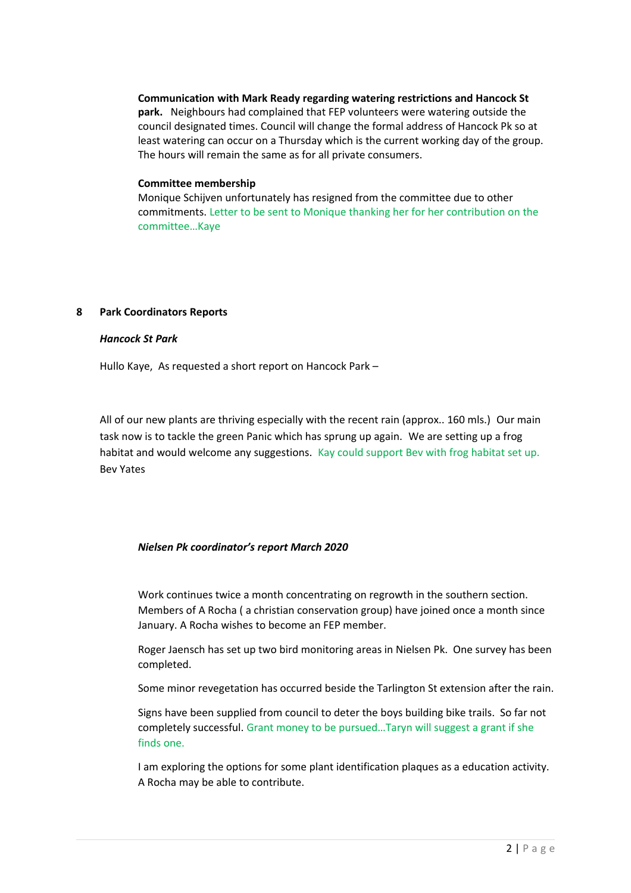**Communication with Mark Ready regarding watering restrictions and Hancock St park.** Neighbours had complained that FEP volunteers were watering outside the council designated times. Council will change the formal address of Hancock Pk so at least watering can occur on a Thursday which is the current working day of the group. The hours will remain the same as for all private consumers.

**Committee membership**

Monique Schijven unfortunately has resigned from the committee due to other commitments. Letter to be sent to Monique thanking her for her contribution on the committee…Kaye

## 8 Park Coordinators Reports

***Hancock St Park***

Hullo Kaye, As requested a short report on Hancock Park –

All of our new plants are thriving especially with the recent rain (approx.. 160 mls.) Our main task now is to tackle the green Panic which has sprung up again. We are setting up a frog habitat and would welcome any suggestions. Kay could support Bev with frog habitat set up.
Bev Yates

***Nielsen Pk coordinator's report March 2020***

Work continues twice a month concentrating on regrowth in the southern section. Members of A Rocha ( a christian conservation group) have joined once a month since January. A Rocha wishes to become an FEP member.

Roger Jaensch has set up two bird monitoring areas in Nielsen Pk. One survey has been completed.

Some minor revegetation has occurred beside the Tarlington St extension after the rain.

Signs have been supplied from council to deter the boys building bike trails. So far not completely successful. Grant money to be pursued…Taryn will suggest a grant if she finds one.

I am exploring the options for some plant identification plaques as a education activity. A Rocha may be able to contribute.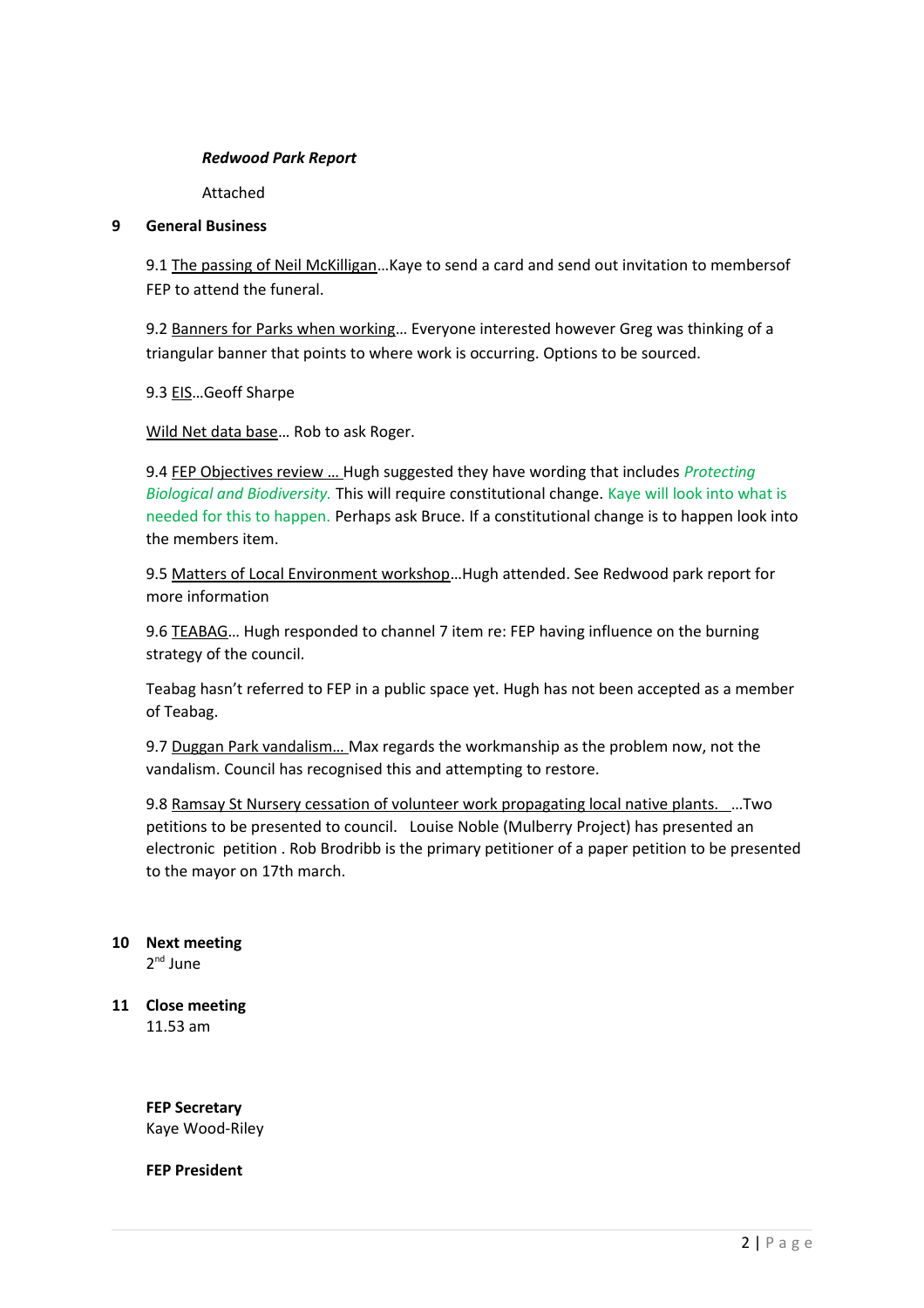***Redwood Park Report***

Attached

**9 General Business**

9.1 The passing of Neil McKilligan…Kaye to send a card and send out invitation to membersof FEP to attend the funeral.

9.2 Banners for Parks when working… Everyone interested however Greg was thinking of a triangular banner that points to where work is occurring. Options to be sourced.

9.3 EIS…Geoff Sharpe

Wild Net data base… Rob to ask Roger.

9.4 FEP Objectives review … Hugh suggested they have wording that includes *Protecting Biological and Biodiversity.* This will require constitutional change. Kaye will look into what is needed for this to happen. Perhaps ask Bruce. If a constitutional change is to happen look into the members item.

9.5 Matters of Local Environment workshop…Hugh attended. See Redwood park report for more information

9.6 TEABAG… Hugh responded to channel 7 item re: FEP having influence on the burning strategy of the council.

Teabag hasn't referred to FEP in a public space yet. Hugh has not been accepted as a member of Teabag.

9.7 Duggan Park vandalism… Max regards the workmanship as the problem now, not the vandalism. Council has recognised this and attempting to restore.

9.8 Ramsay St Nursery cessation of volunteer work propagating local native plants. …Two petitions to be presented to council. Louise Noble (Mulberry Project) has presented an electronic petition . Rob Brodribb is the primary petitioner of a paper petition to be presented to the mayor on 17th march.

**10 Next meeting**
2nd June

**11 Close meeting**
11.53 am

**FEP Secretary**
Kaye Wood-Riley

**FEP President**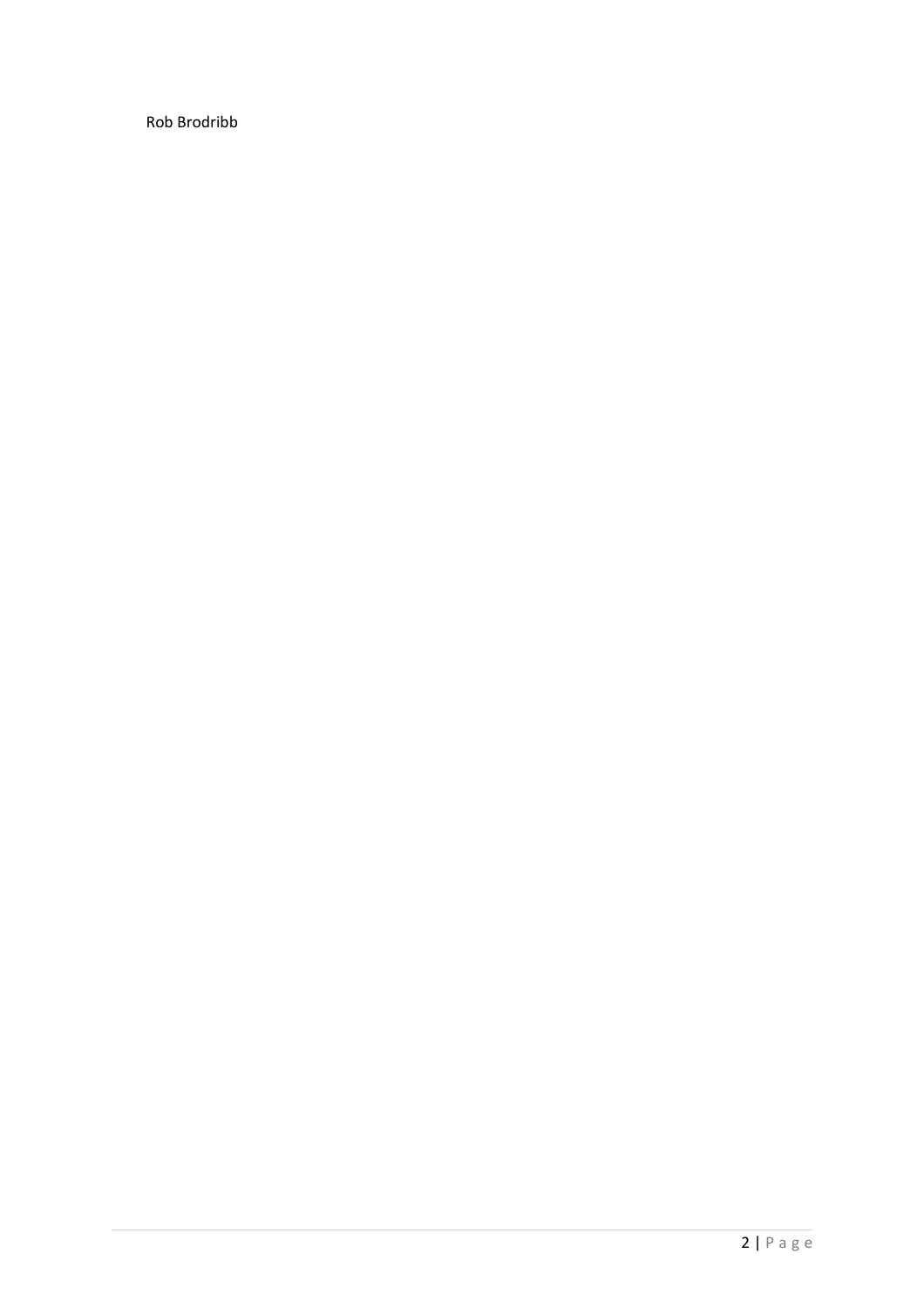Rob Brodribb